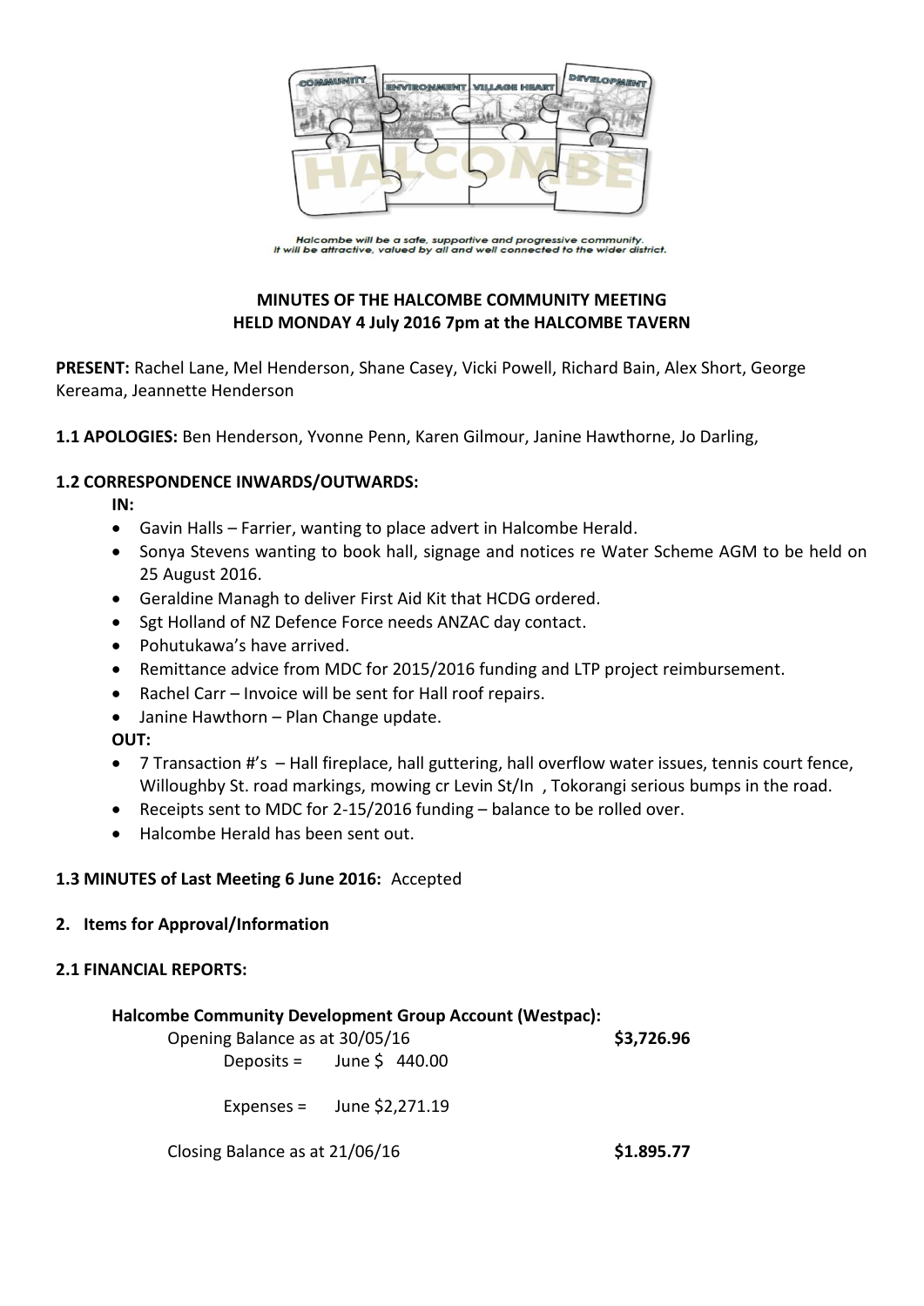Halcombe will be a safe, supportive and progressive community.
It will be attractive, valued by all and well connected to the wider district.

**MINUTES OF THE HALCOMBE COMMUNITY MEETING**
**HELD MONDAY 4 July 2016 7pm at the HALCOMBE TAVERN**

**PRESENT:** Rachel Lane, Mel Henderson, Shane Casey, Vicki Powell, Richard Bain, Alex Short, George Kereama, Jeannette Henderson

**1.1 APOLOGIES:** Ben Henderson, Yvonne Penn, Karen Gilmour, Janine Hawthorne, Jo Darling,

**1.2 CORRESPONDENCE INWARDS/OUTWARDS:**

**IN:**

- Gavin Halls – Farrier, wanting to place advert in Halcombe Herald.
- Sonya Stevens wanting to book hall, signage and notices re Water Scheme AGM to be held on 25 August 2016.
- Geraldine Managh to deliver First Aid Kit that HCDG ordered.
- Sgt Holland of NZ Defence Force needs ANZAC day contact.
- Pohutukawa's have arrived.
- Remittance advice from MDC for 2015/2016 funding and LTP project reimbursement.
- Rachel Carr – Invoice will be sent for Hall roof repairs.
- Janine Hawthorn – Plan Change update.

**OUT:**

- 7 Transaction #'s – Hall fireplace, hall guttering, hall overflow water issues, tennis court fence, Willoughby St. road markings, mowing cr Levin St/In , Tokorangi serious bumps in the road.
- Receipts sent to MDC for 2-15/2016 funding – balance to be rolled over.
- Halcombe Herald has been sent out.

**1.3 MINUTES of Last Meeting 6 June 2016:** Accepted

**2. Items for Approval/Information**

**2.1 FINANCIAL REPORTS:**

**Halcombe Community Development Group Account (Westpac):**

| | | |
|---|---|---|
| Opening Balance as at 30/05/16 | | **$3,726.96** |
| Deposits = | June $ 440.00 | |
| Expenses = | June $2,271.19 | |
| Closing Balance as at 21/06/16 | | **$1.895.77** |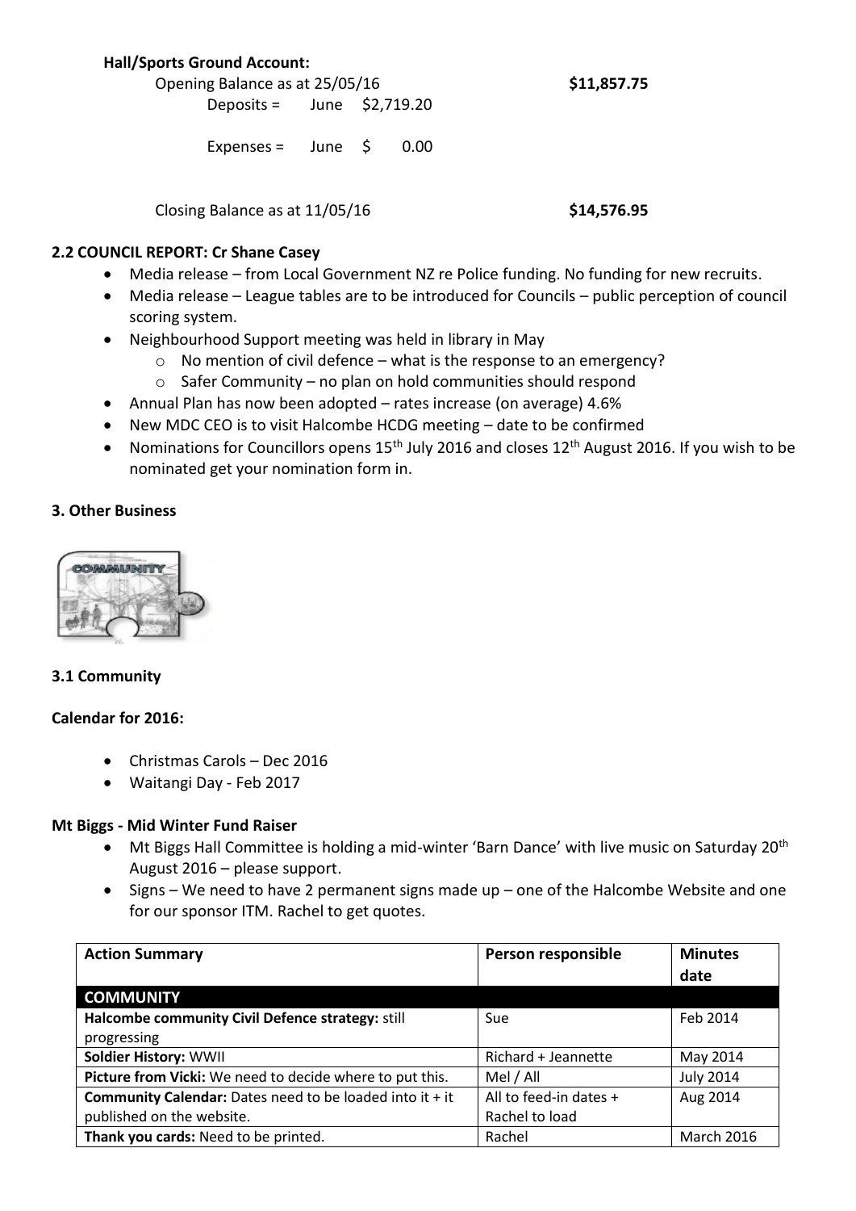**Hall/Sports Ground Account:**

Opening Balance as at 25/05/16 **$11,857.75**

Deposits = June $2,719.20

Expenses = June $ 0.00

Closing Balance as at 11/05/16 **$14,576.95**

### 2.2 COUNCIL REPORT: Cr Shane Casey

- Media release – from Local Government NZ re Police funding. No funding for new recruits.
- Media release – League tables are to be introduced for Councils – public perception of council scoring system.
- Neighbourhood Support meeting was held in library in May
  - No mention of civil defence – what is the response to an emergency?
  - Safer Community – no plan on hold communities should respond
- Annual Plan has now been adopted – rates increase (on average) 4.6%
- New MDC CEO is to visit Halcombe HCDG meeting – date to be confirmed
- Nominations for Councillors opens 15th July 2016 and closes 12th August 2016. If you wish to be nominated get your nomination form in.

## 3. Other Business

### 3.1 Community

**Calendar for 2016:**

- Christmas Carols – Dec 2016
- Waitangi Day - Feb 2017

**Mt Biggs - Mid Winter Fund Raiser**

- Mt Biggs Hall Committee is holding a mid-winter 'Barn Dance' with live music on Saturday 20th August 2016 – please support.
- Signs – We need to have 2 permanent signs made up – one of the Halcombe Website and one for our sponsor ITM. Rachel to get quotes.

| Action Summary | Person responsible | Minutes date |
|---|---|---|
| **COMMUNITY** | | |
| **Halcombe community Civil Defence strategy:** still progressing | Sue | Feb 2014 |
| **Soldier History:** WWII | Richard + Jeannette | May 2014 |
| **Picture from Vicki:** We need to decide where to put this. | Mel / All | July 2014 |
| **Community Calendar:** Dates need to be loaded into it + it published on the website. | All to feed-in dates + Rachel to load | Aug 2014 |
| **Thank you cards:** Need to be printed. | Rachel | March 2016 |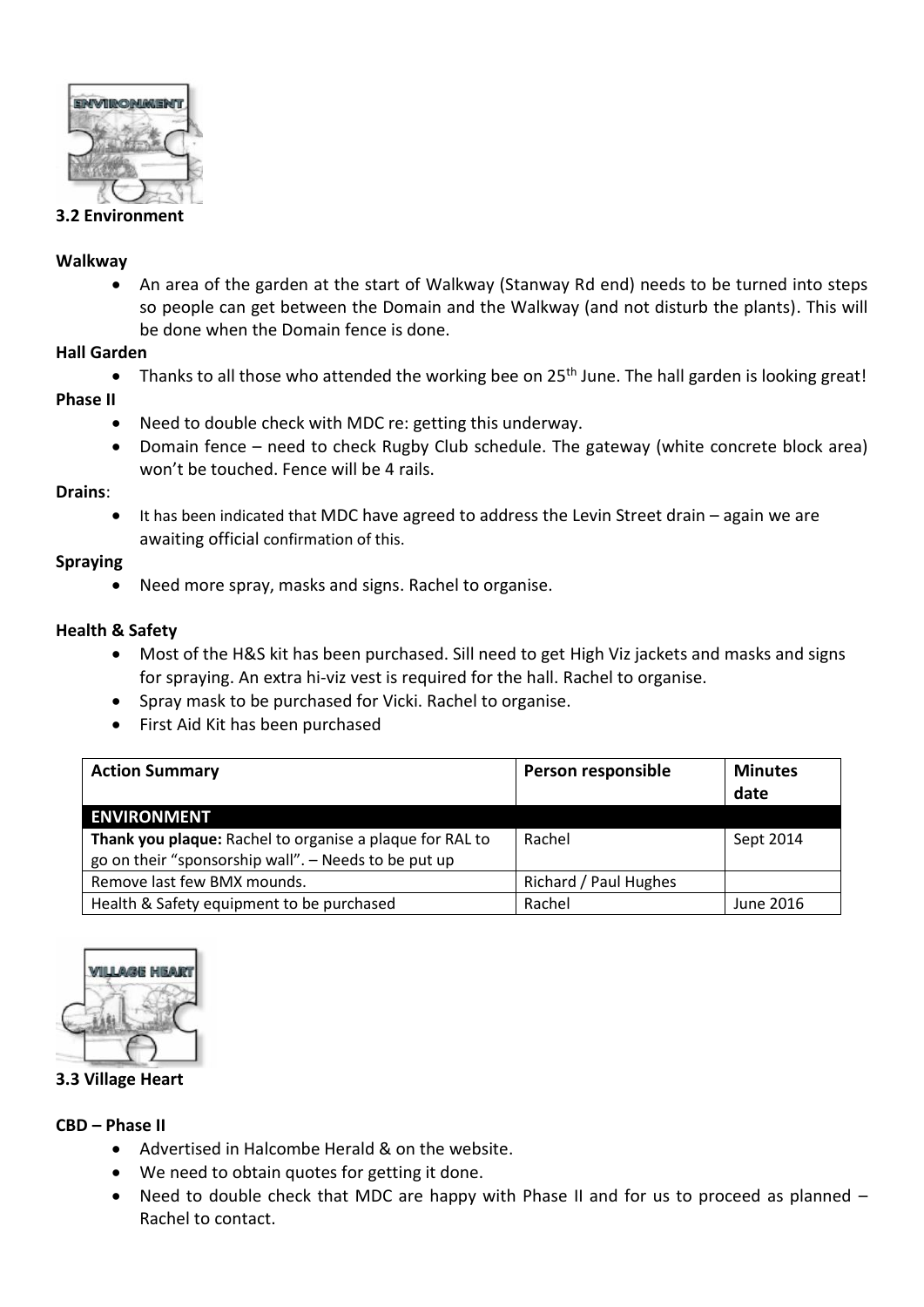### 3.2 Environment

**Walkway**

- An area of the garden at the start of Walkway (Stanway Rd end) needs to be turned into steps so people can get between the Domain and the Walkway (and not disturb the plants). This will be done when the Domain fence is done.

**Hall Garden**

- Thanks to all those who attended the working bee on 25th June. The hall garden is looking great!

**Phase II**

- Need to double check with MDC re: getting this underway.
- Domain fence – need to check Rugby Club schedule. The gateway (white concrete block area) won't be touched. Fence will be 4 rails.

**Drains**:

- It has been indicated that MDC have agreed to address the Levin Street drain – again we are awaiting official confirmation of this.

**Spraying**

- Need more spray, masks and signs. Rachel to organise.

**Health & Safety**

- Most of the H&S kit has been purchased. Sill need to get High Viz jackets and masks and signs for spraying. An extra hi-viz vest is required for the hall. Rachel to organise.
- Spray mask to be purchased for Vicki. Rachel to organise.
- First Aid Kit has been purchased

| Action Summary | Person responsible | Minutes date |
|---|---|---|
| **ENVIRONMENT** | | |
| **Thank you plaque:** Rachel to organise a plaque for RAL to go on their "sponsorship wall". – Needs to be put up | Rachel | Sept 2014 |
| Remove last few BMX mounds. | Richard / Paul Hughes | |
| Health & Safety equipment to be purchased | Rachel | June 2016 |

### 3.3 Village Heart

**CBD – Phase II**

- Advertised in Halcombe Herald & on the website.
- We need to obtain quotes for getting it done.
- Need to double check that MDC are happy with Phase II and for us to proceed as planned – Rachel to contact.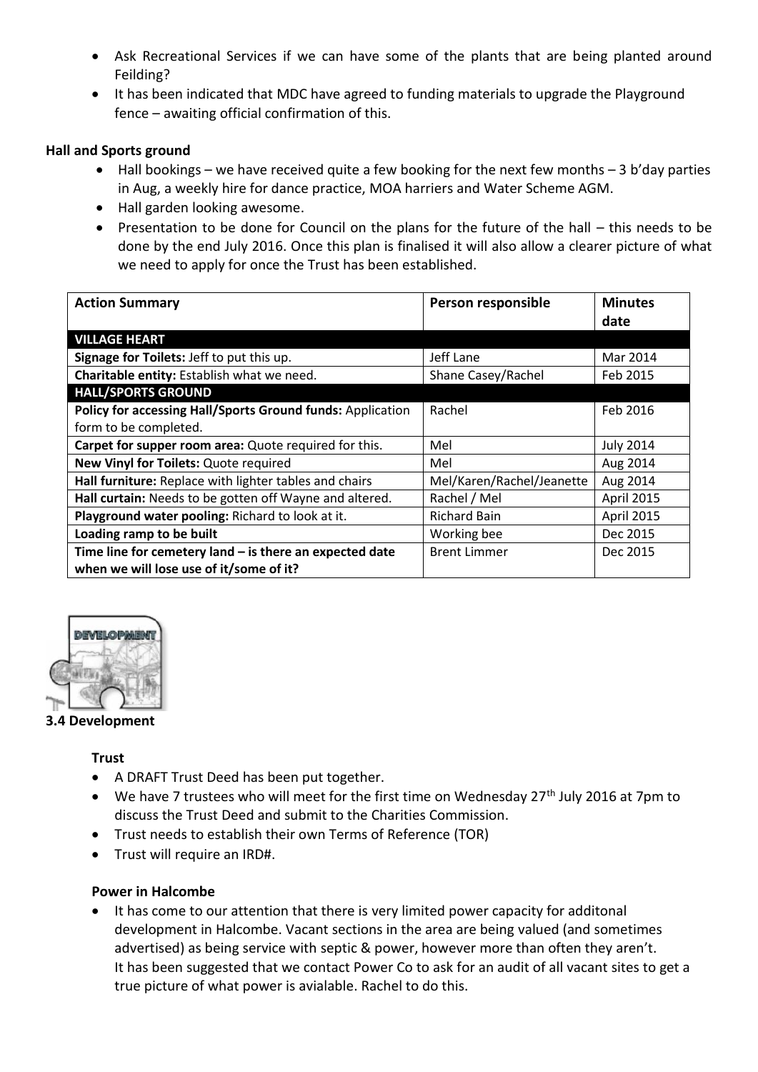- Ask Recreational Services if we can have some of the plants that are being planted around Feilding?
- It has been indicated that MDC have agreed to funding materials to upgrade the Playground fence – awaiting official confirmation of this.

**Hall and Sports ground**

- Hall bookings – we have received quite a few booking for the next few months – 3 b'day parties in Aug, a weekly hire for dance practice, MOA harriers and Water Scheme AGM.
- Hall garden looking awesome.
- Presentation to be done for Council on the plans for the future of the hall – this needs to be done by the end July 2016. Once this plan is finalised it will also allow a clearer picture of what we need to apply for once the Trust has been established.

| Action Summary | Person responsible | Minutes date |
|---|---|---|
| **VILLAGE HEART** | | |
| **Signage for Toilets:** Jeff to put this up. | Jeff Lane | Mar 2014 |
| **Charitable entity:** Establish what we need. | Shane Casey/Rachel | Feb 2015 |
| **HALL/SPORTS GROUND** | | |
| **Policy for accessing Hall/Sports Ground funds:** Application form to be completed. | Rachel | Feb 2016 |
| **Carpet for supper room area:** Quote required for this. | Mel | July 2014 |
| **New Vinyl for Toilets:** Quote required | Mel | Aug 2014 |
| **Hall furniture:** Replace with lighter tables and chairs | Mel/Karen/Rachel/Jeanette | Aug 2014 |
| **Hall curtain:** Needs to be gotten off Wayne and altered. | Rachel / Mel | April 2015 |
| **Playground water pooling:** Richard to look at it. | Richard Bain | April 2015 |
| **Loading ramp to be built** | Working bee | Dec 2015 |
| **Time line for cemetery land – is there an expected date when we will lose use of it/some of it?** | Brent Limmer | Dec 2015 |

### 3.4 Development

**Trust**

- A DRAFT Trust Deed has been put together.
- We have 7 trustees who will meet for the first time on Wednesday 27th July 2016 at 7pm to discuss the Trust Deed and submit to the Charities Commission.
- Trust needs to establish their own Terms of Reference (TOR)
- Trust will require an IRD#.

**Power in Halcombe**

- It has come to our attention that there is very limited power capacity for additonal development in Halcombe. Vacant sections in the area are being valued (and sometimes advertised) as being service with septic & power, however more than often they aren't. It has been suggested that we contact Power Co to ask for an audit of all vacant sites to get a true picture of what power is avialable. Rachel to do this.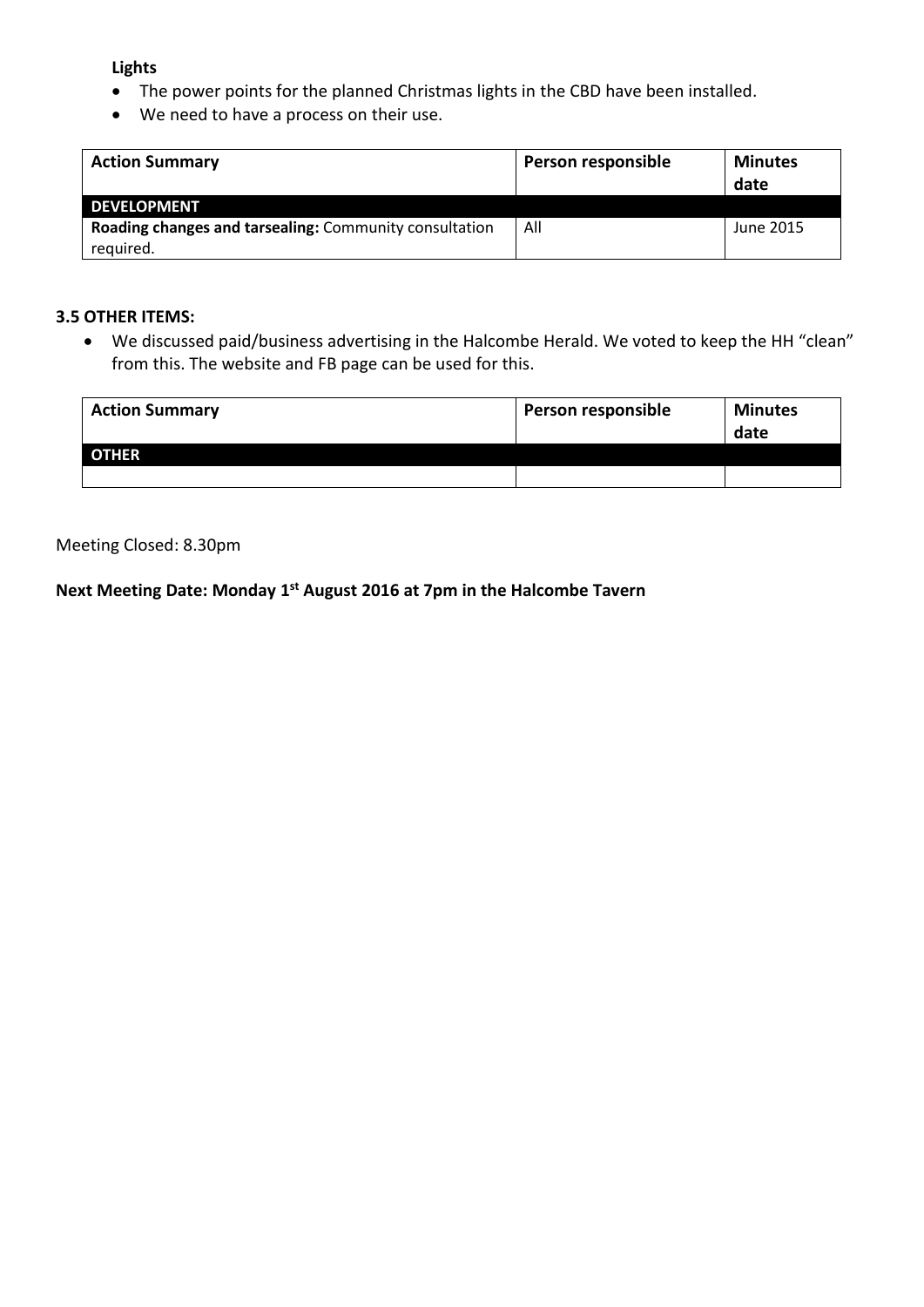**Lights**

- The power points for the planned Christmas lights in the CBD have been installed.
- We need to have a process on their use.

| Action Summary | Person responsible | Minutes date |
|---|---|---|
| **DEVELOPMENT** | | |
| **Roading changes and tarsealing:** Community consultation required. | All | June 2015 |

**3.5 OTHER ITEMS:**

- We discussed paid/business advertising in the Halcombe Herald. We voted to keep the HH "clean" from this. The website and FB page can be used for this.

| Action Summary | Person responsible | Minutes date |
|---|---|---|
| **OTHER** | | |
| | | |

Meeting Closed: 8.30pm

**Next Meeting Date: Monday 1st August 2016 at 7pm in the Halcombe Tavern**